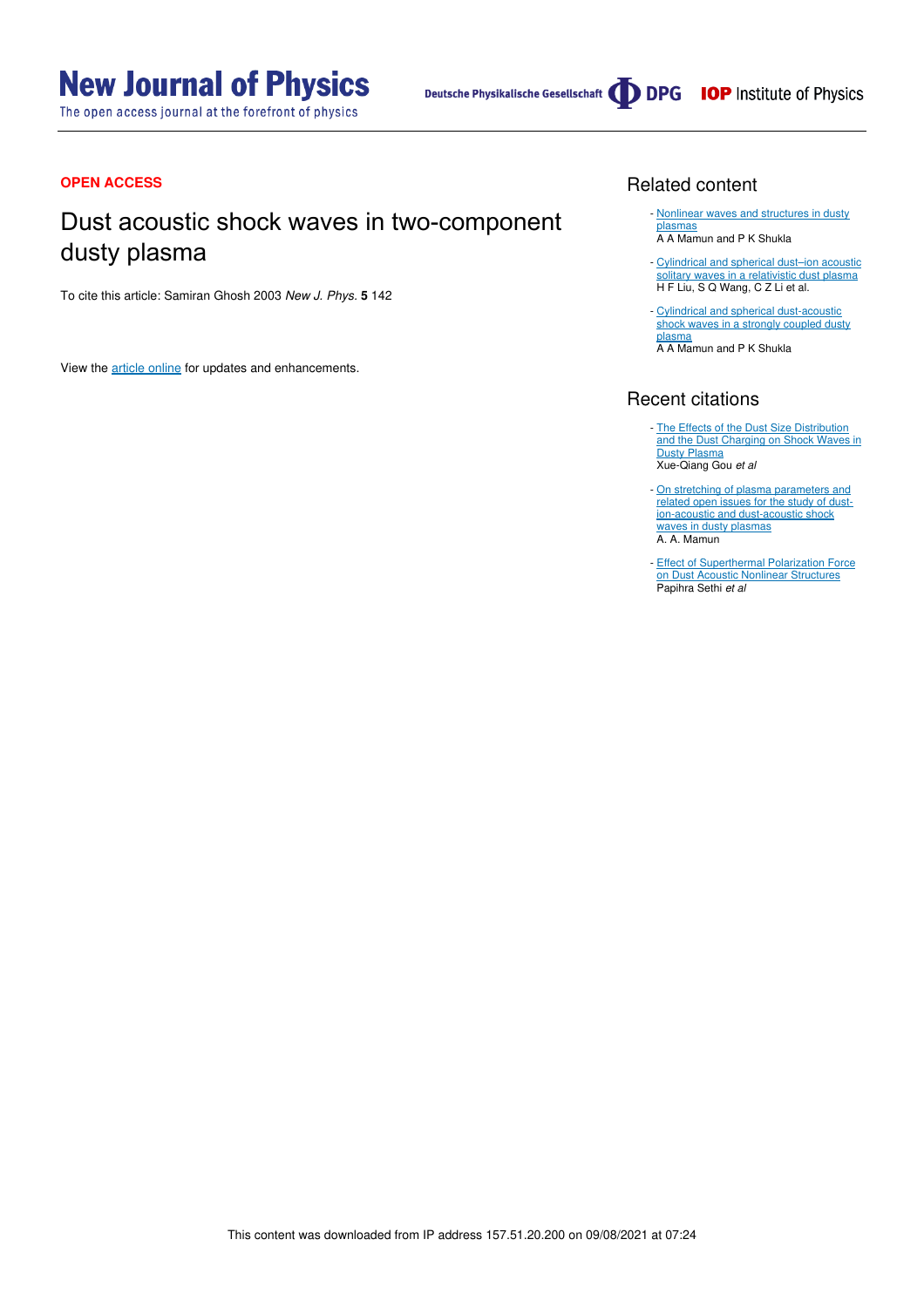**OPEN ACCESS**

# Dust acoustic shock waves in two-component dusty plasma

To cite this article: Samiran Ghosh 2003 *New J. Phys.* **5** 142

View the article online for updates and enhancements.

## Related content

- Nonlinear waves and structures in dusty plasmas
A A Mamun and P K Shukla

- Cylindrical and spherical dust–ion acoustic solitary waves in a relativistic dust plasma
H F Liu, S Q Wang, C Z Li et al.

- Cylindrical and spherical dust-acoustic shock waves in a strongly coupled dusty plasma
A A Mamun and P K Shukla

## Recent citations

- The Effects of the Dust Size Distribution and the Dust Charging on Shock Waves in Dusty Plasma
Xue-Qiang Gou *et al*

- On stretching of plasma parameters and related open issues for the study of dust-ion-acoustic and dust-acoustic shock waves in dusty plasmas
A. A. Mamun

- Effect of Superthermal Polarization Force on Dust Acoustic Nonlinear Structures
Papihra Sethi *et al*

This content was downloaded from IP address 157.51.20.200 on 09/08/2021 at 07:24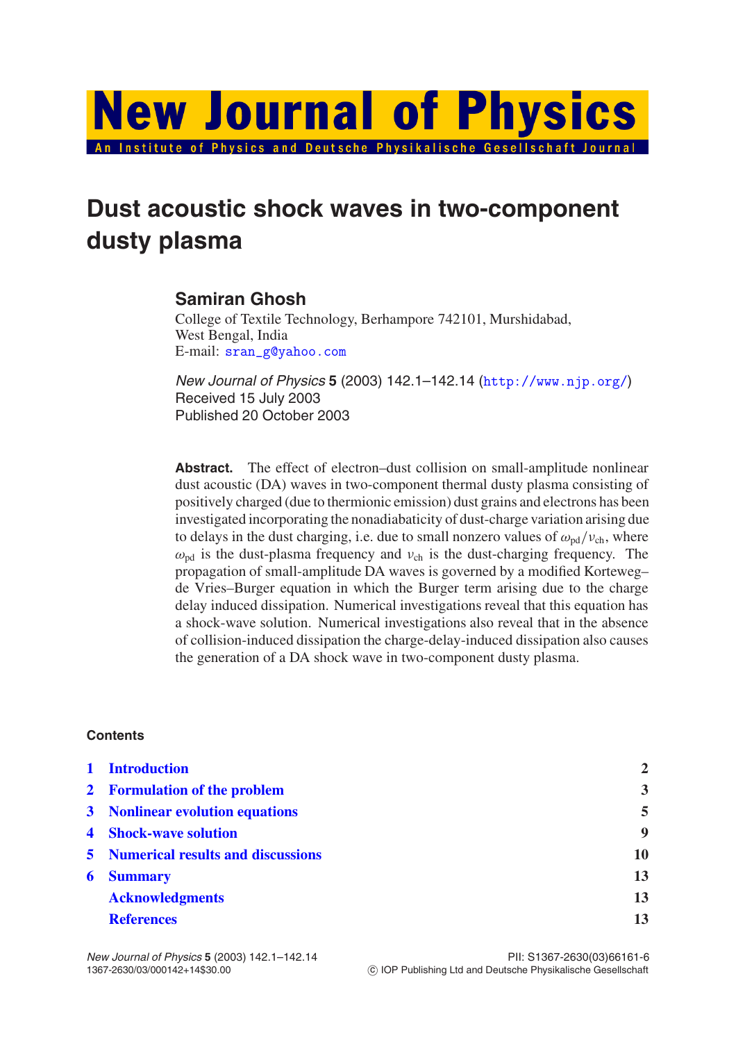# Dust acoustic shock waves in two-component dusty plasma

## Samiran Ghosh

College of Textile Technology, Berhampore 742101, Murshidabad,
West Bengal, India
E-mail: sran_g@yahoo.com

*New Journal of Physics* **5** (2003) 142.1–142.14 (http://www.njp.org/)
Received 15 July 2003
Published 20 October 2003

**Abstract.** The effect of electron–dust collision on small-amplitude nonlinear dust acoustic (DA) waves in two-component thermal dusty plasma consisting of positively charged (due to thermionic emission) dust grains and electrons has been investigated incorporating the nonadiabaticity of dust-charge variation arising due to delays in the dust charging, i.e. due to small nonzero values of $\omega_{pd}/\nu_{ch}$, where $\omega_{pd}$ is the dust-plasma frequency and $\nu_{ch}$ is the dust-charging frequency. The propagation of small-amplitude DA waves is governed by a modified Korteweg–de Vries–Burger equation in which the Burger term arising due to the charge delay induced dissipation. Numerical investigations reveal that this equation has a shock-wave solution. Numerical investigations also reveal that in the absence of collision-induced dissipation the charge-delay-induced dissipation also causes the generation of a DA shock wave in two-component dusty plasma.

### Contents

| | | |
|---|---|---|
| 1 | Introduction | 2 |
| 2 | Formulation of the problem | 3 |
| 3 | Nonlinear evolution equations | 5 |
| 4 | Shock-wave solution | 9 |
| 5 | Numerical results and discussions | 10 |
| 6 | Summary | 13 |
| | Acknowledgments | 13 |
| | References | 13 |

PII: S1367-2630(03)66161-6
1367-2630/03/000142+14$30.00 © IOP Publishing Ltd and Deutsche Physikalische Gesellschaft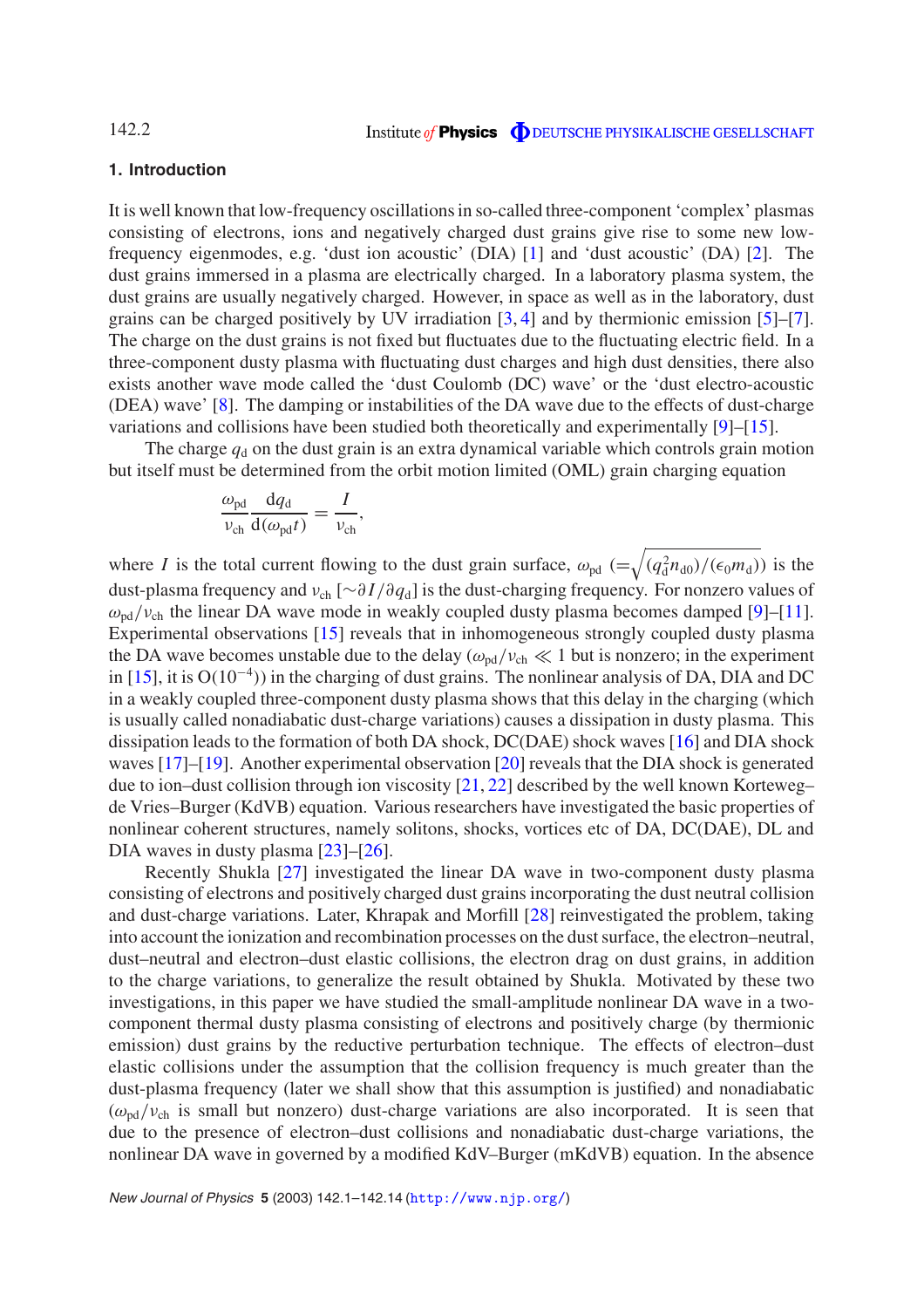## 1. Introduction

It is well known that low-frequency oscillations in so-called three-component 'complex' plasmas consisting of electrons, ions and negatively charged dust grains give rise to some new low-frequency eigenmodes, e.g. 'dust ion acoustic' (DIA) [1] and 'dust acoustic' (DA) [2]. The dust grains immersed in a plasma are electrically charged. In a laboratory plasma system, the dust grains are usually negatively charged. However, in space as well as in the laboratory, dust grains can be charged positively by UV irradiation [3, 4] and by thermionic emission [5]–[7]. The charge on the dust grains is not fixed but fluctuates due to the fluctuating electric field. In a three-component dusty plasma with fluctuating dust charges and high dust densities, there also exists another wave mode called the 'dust Coulomb (DC) wave' or the 'dust electro-acoustic (DEA) wave' [8]. The damping or instabilities of the DA wave due to the effects of dust-charge variations and collisions have been studied both theoretically and experimentally [9]–[15].

The charge $q_d$ on the dust grain is an extra dynamical variable which controls grain motion but itself must be determined from the orbit motion limited (OML) grain charging equation

$$\frac{\omega_{pd}}{\nu_{ch}} \frac{dq_d}{d(\omega_{pd} t)} = \frac{I}{\nu_{ch}},$$

where $I$ is the total current flowing to the dust grain surface, $\omega_{pd}$ $\left(=\sqrt{(q_d^2 n_{d0})/(\epsilon_0 m_d)}\right)$ is the dust-plasma frequency and $\nu_{ch}$ [$\sim \partial I/\partial q_d$] is the dust-charging frequency. For nonzero values of $\omega_{pd}/\nu_{ch}$ the linear DA wave mode in weakly coupled dusty plasma becomes damped [9]–[11]. Experimental observations [15] reveals that in inhomogeneous strongly coupled dusty plasma the DA wave becomes unstable due to the delay ($\omega_{pd}/\nu_{ch} \ll 1$ but is nonzero; in the experiment in [15], it is $O(10^{-4})$) in the charging of dust grains. The nonlinear analysis of DA, DIA and DC in a weakly coupled three-component dusty plasma shows that this delay in the charging (which is usually called nonadiabatic dust-charge variations) causes a dissipation in dusty plasma. This dissipation leads to the formation of both DA shock, DC(DAE) shock waves [16] and DIA shock waves [17]–[19]. Another experimental observation [20] reveals that the DIA shock is generated due to ion–dust collision through ion viscosity [21, 22] described by the well known Korteweg–de Vries–Burger (KdVB) equation. Various researchers have investigated the basic properties of nonlinear coherent structures, namely solitons, shocks, vortices etc of DA, DC(DAE), DL and DIA waves in dusty plasma [23]–[26].

Recently Shukla [27] investigated the linear DA wave in two-component dusty plasma consisting of electrons and positively charged dust grains incorporating the dust neutral collision and dust-charge variations. Later, Khrapak and Morfill [28] reinvestigated the problem, taking into account the ionization and recombination processes on the dust surface, the electron–neutral, dust–neutral and electron–dust elastic collisions, the electron drag on dust grains, in addition to the charge variations, to generalize the result obtained by Shukla. Motivated by these two investigations, in this paper we have studied the small-amplitude nonlinear DA wave in a two-component thermal dusty plasma consisting of electrons and positively charge (by thermionic emission) dust grains by the reductive perturbation technique. The effects of electron–dust elastic collisions under the assumption that the collision frequency is much greater than the dust-plasma frequency (later we shall show that this assumption is justified) and nonadiabatic ($\omega_{pd}/\nu_{ch}$ is small but nonzero) dust-charge variations are also incorporated. It is seen that due to the presence of electron–dust collisions and nonadiabatic dust-charge variations, the nonlinear DA wave in governed by a modified KdV–Burger (mKdVB) equation. In the absence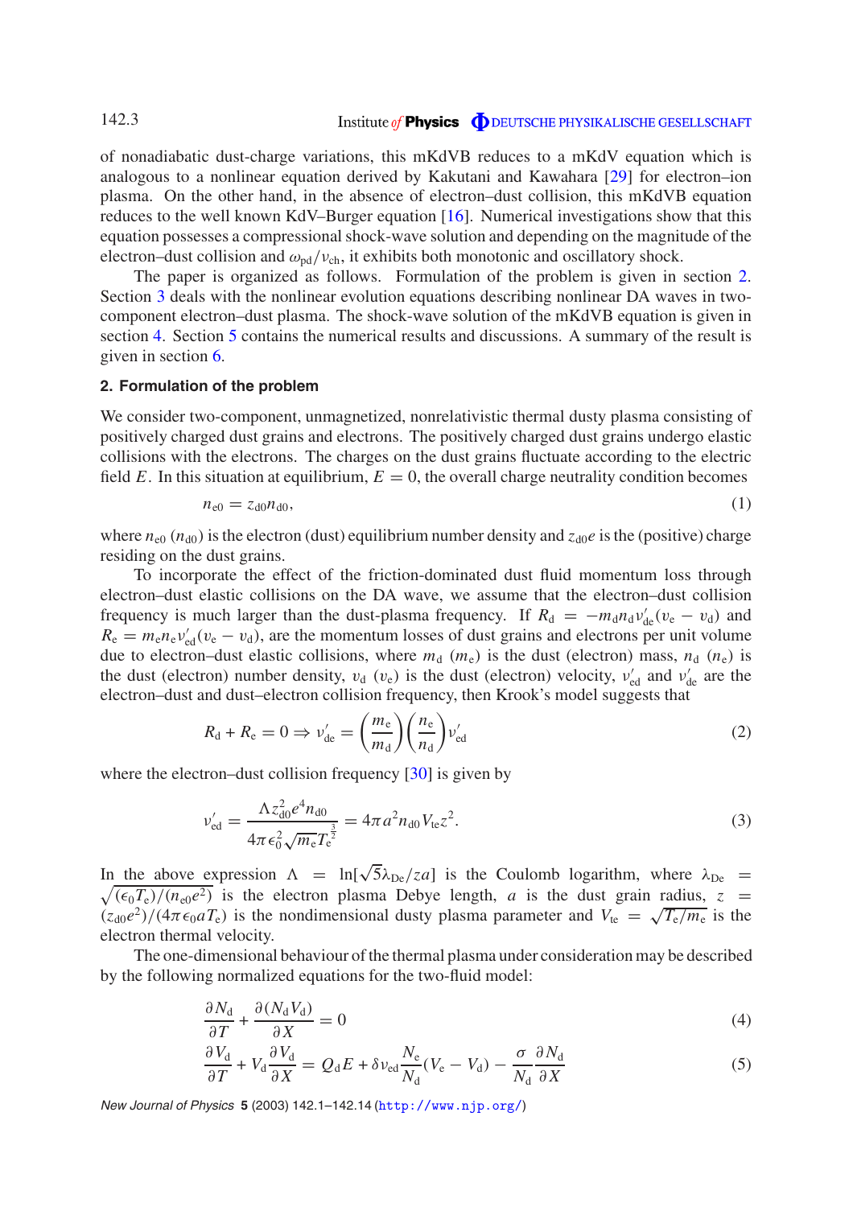of nonadiabatic dust-charge variations, this mKdVB reduces to a mKdV equation which is analogous to a nonlinear equation derived by Kakutani and Kawahara [29] for electron–ion plasma. On the other hand, in the absence of electron–dust collision, this mKdVB equation reduces to the well known KdV–Burger equation [16]. Numerical investigations show that this equation possesses a compressional shock-wave solution and depending on the magnitude of the electron–dust collision and $\omega_{\rm pd}/\nu_{\rm ch}$, it exhibits both monotonic and oscillatory shock.

The paper is organized as follows. Formulation of the problem is given in section 2. Section 3 deals with the nonlinear evolution equations describing nonlinear DA waves in two-component electron–dust plasma. The shock-wave solution of the mKdVB equation is given in section 4. Section 5 contains the numerical results and discussions. A summary of the result is given in section 6.

## 2. Formulation of the problem

We consider two-component, unmagnetized, nonrelativistic thermal dusty plasma consisting of positively charged dust grains and electrons. The positively charged dust grains undergo elastic collisions with the electrons. The charges on the dust grains fluctuate according to the electric field $E$. In this situation at equilibrium, $E = 0$, the overall charge neutrality condition becomes

$$n_{\rm e0} = z_{\rm d0} n_{\rm d0}, \tag{1}$$

where $n_{\rm e0}$ ($n_{\rm d0}$) is the electron (dust) equilibrium number density and $z_{\rm d0}e$ is the (positive) charge residing on the dust grains.

To incorporate the effect of the friction-dominated dust fluid momentum loss through electron–dust elastic collisions on the DA wave, we assume that the electron–dust collision frequency is much larger than the dust-plasma frequency. If $R_{\rm d} = -m_{\rm d} n_{\rm d} \nu'_{\rm de}(v_{\rm e} - v_{\rm d})$ and $R_{\rm e} = m_{\rm e} n_{\rm e} \nu'_{\rm ed}(v_{\rm e} - v_{\rm d})$, are the momentum losses of dust grains and electrons per unit volume due to electron–dust elastic collisions, where $m_{\rm d}$ ($m_{\rm e}$) is the dust (electron) mass, $n_{\rm d}$ ($n_{\rm e}$) is the dust (electron) number density, $v_{\rm d}$ ($v_{\rm e}$) is the dust (electron) velocity, $\nu'_{\rm ed}$ and $\nu'_{\rm de}$ are the electron–dust and dust–electron collision frequency, then Krook's model suggests that

$$R_{\rm d} + R_{\rm e} = 0 \Rightarrow \nu'_{\rm de} = \left(\frac{m_{\rm e}}{m_{\rm d}}\right)\left(\frac{n_{\rm e}}{n_{\rm d}}\right)\nu'_{\rm ed} \tag{2}$$

where the electron–dust collision frequency [30] is given by

$$\nu'_{\rm ed} = \frac{\Lambda z_{\rm d0}^2 e^4 n_{\rm d0}}{4\pi\epsilon_0^2\sqrt{m_{\rm e}}T_{\rm e}^{\frac{3}{2}}} = 4\pi a^2 n_{\rm d0} V_{\rm te} z^2. \tag{3}$$

In the above expression $\Lambda = \ln[\sqrt{5}\lambda_{\rm De}/za]$ is the Coulomb logarithm, where $\lambda_{\rm De} = \sqrt{(\epsilon_0 T_{\rm e})/(n_{\rm e0}e^2)}$ is the electron plasma Debye length, $a$ is the dust grain radius, $z = (z_{\rm d0}e^2)/(4\pi\epsilon_0 a T_{\rm e})$ is the nondimensional dusty plasma parameter and $V_{\rm te} = \sqrt{T_{\rm e}/m_{\rm e}}$ is the electron thermal velocity.

The one-dimensional behaviour of the thermal plasma under consideration may be described by the following normalized equations for the two-fluid model:

$$\frac{\partial N_{\rm d}}{\partial T} + \frac{\partial (N_{\rm d} V_{\rm d})}{\partial X} = 0 \tag{4}$$

$$\frac{\partial V_{\rm d}}{\partial T} + V_{\rm d}\frac{\partial V_{\rm d}}{\partial X} = Q_{\rm d}E + \delta\nu_{\rm ed}\frac{N_{\rm e}}{N_{\rm d}}(V_{\rm e} - V_{\rm d}) - \frac{\sigma}{N_{\rm d}}\frac{\partial N_{\rm d}}{\partial X} \tag{5}$$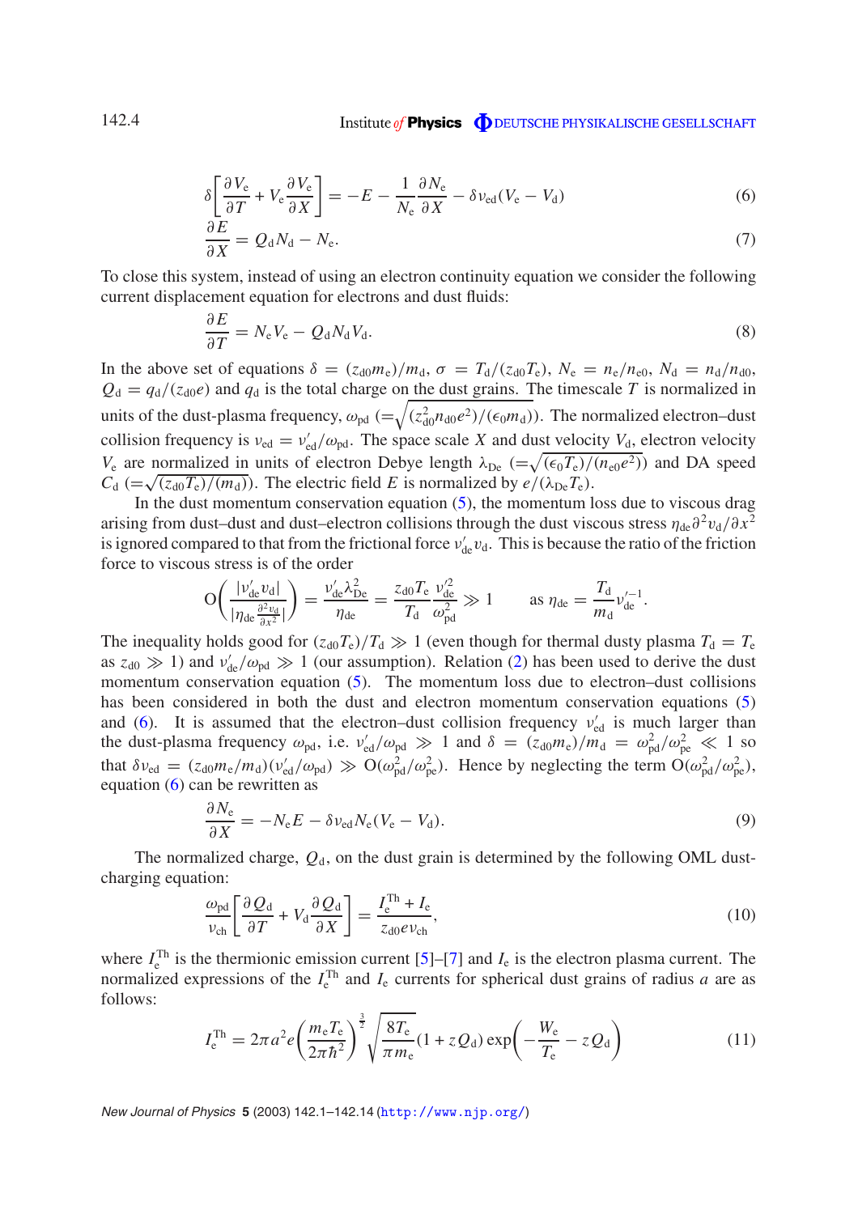$$\delta\left[\frac{\partial V_e}{\partial T} + V_e\frac{\partial V_e}{\partial X}\right] = -E - \frac{1}{N_e}\frac{\partial N_e}{\partial X} - \delta\nu_{ed}(V_e - V_d) \tag{6}$$

$$\frac{\partial E}{\partial X} = Q_d N_d - N_e. \tag{7}$$

To close this system, instead of using an electron continuity equation we consider the following current displacement equation for electrons and dust fluids:

$$\frac{\partial E}{\partial T} = N_e V_e - Q_d N_d V_d. \tag{8}$$

In the above set of equations $\delta = (z_{d0}m_e)/m_d$, $\sigma = T_d/(z_{d0}T_e)$, $N_e = n_e/n_{e0}$, $N_d = n_d/n_{d0}$, $Q_d = q_d/(z_{d0}e)$ and $q_d$ is the total charge on the dust grains. The timescale $T$ is normalized in units of the dust-plasma frequency, $\omega_{pd}$ $(=\sqrt{(z_{d0}^2 n_{d0}e^2)/(\epsilon_0 m_d)})$. The normalized electron–dust collision frequency is $\nu_{ed} = \nu'_{ed}/\omega_{pd}$. The space scale $X$ and dust velocity $V_d$, electron velocity $V_e$ are normalized in units of electron Debye length $\lambda_{De}$ $(=\sqrt{(\epsilon_0 T_e)/(n_{e0}e^2)})$ and DA speed $C_d$ $(=\sqrt{(z_{d0}T_e)/(m_d)})$. The electric field $E$ is normalized by $e/(\lambda_{De}T_e)$.

In the dust momentum conservation equation (5), the momentum loss due to viscous drag arising from dust–dust and dust–electron collisions through the dust viscous stress $\eta_{de}\partial^2 v_d/\partial x^2$ is ignored compared to that from the frictional force $\nu'_{de}v_d$. This is because the ratio of the friction force to viscous stress is of the order

$$\mathrm{O}\left(\frac{|\nu'_{de}v_d|}{|\eta_{de}\frac{\partial^2 v_d}{\partial x^2}|}\right) = \frac{\nu'_{de}\lambda_{De}^2}{\eta_{de}} = \frac{z_{d0}T_e}{T_d}\frac{\nu'^2_{de}}{\omega_{pd}^2} \gg 1 \qquad \text{as } \eta_{de} = \frac{T_d}{m_d}\nu'^{-1}_{de}.$$

The inequality holds good for $(z_{d0}T_e)/T_d \gg 1$ (even though for thermal dusty plasma $T_d = T_e$ as $z_{d0} \gg 1$) and $\nu'_{de}/\omega_{pd} \gg 1$ (our assumption). Relation (2) has been used to derive the dust momentum conservation equation (5). The momentum loss due to electron–dust collisions has been considered in both the dust and electron momentum conservation equations (5) and (6). It is assumed that the electron–dust collision frequency $\nu'_{ed}$ is much larger than the dust-plasma frequency $\omega_{pd}$, i.e. $\nu'_{ed}/\omega_{pd} \gg 1$ and $\delta = (z_{d0}m_e)/m_d = \omega_{pd}^2/\omega_{pe}^2 \ll 1$ so that $\delta\nu_{ed} = (z_{d0}m_e/m_d)(\nu'_{ed}/\omega_{pd}) \gg \mathrm{O}(\omega_{pd}^2/\omega_{pe}^2)$. Hence by neglecting the term $\mathrm{O}(\omega_{pd}^2/\omega_{pe}^2)$, equation (6) can be rewritten as

$$\frac{\partial N_e}{\partial X} = -N_e E - \delta\nu_{ed}N_e(V_e - V_d). \tag{9}$$

The normalized charge, $Q_d$, on the dust grain is determined by the following OML dust-charging equation:

$$\frac{\omega_{pd}}{\nu_{ch}}\left[\frac{\partial Q_d}{\partial T} + V_d\frac{\partial Q_d}{\partial X}\right] = \frac{I_e^{Th} + I_e}{z_{d0}e\nu_{ch}}, \tag{10}$$

where $I_e^{Th}$ is the thermionic emission current [5]–[7] and $I_e$ is the electron plasma current. The normalized expressions of the $I_e^{Th}$ and $I_e$ currents for spherical dust grains of radius $a$ are as follows:

$$I_e^{Th} = 2\pi a^2 e\left(\frac{m_e T_e}{2\pi\hbar^2}\right)^{\frac{3}{2}}\sqrt{\frac{8T_e}{\pi m_e}}(1 + zQ_d)\exp\left(-\frac{W_e}{T_e} - zQ_d\right) \tag{11}$$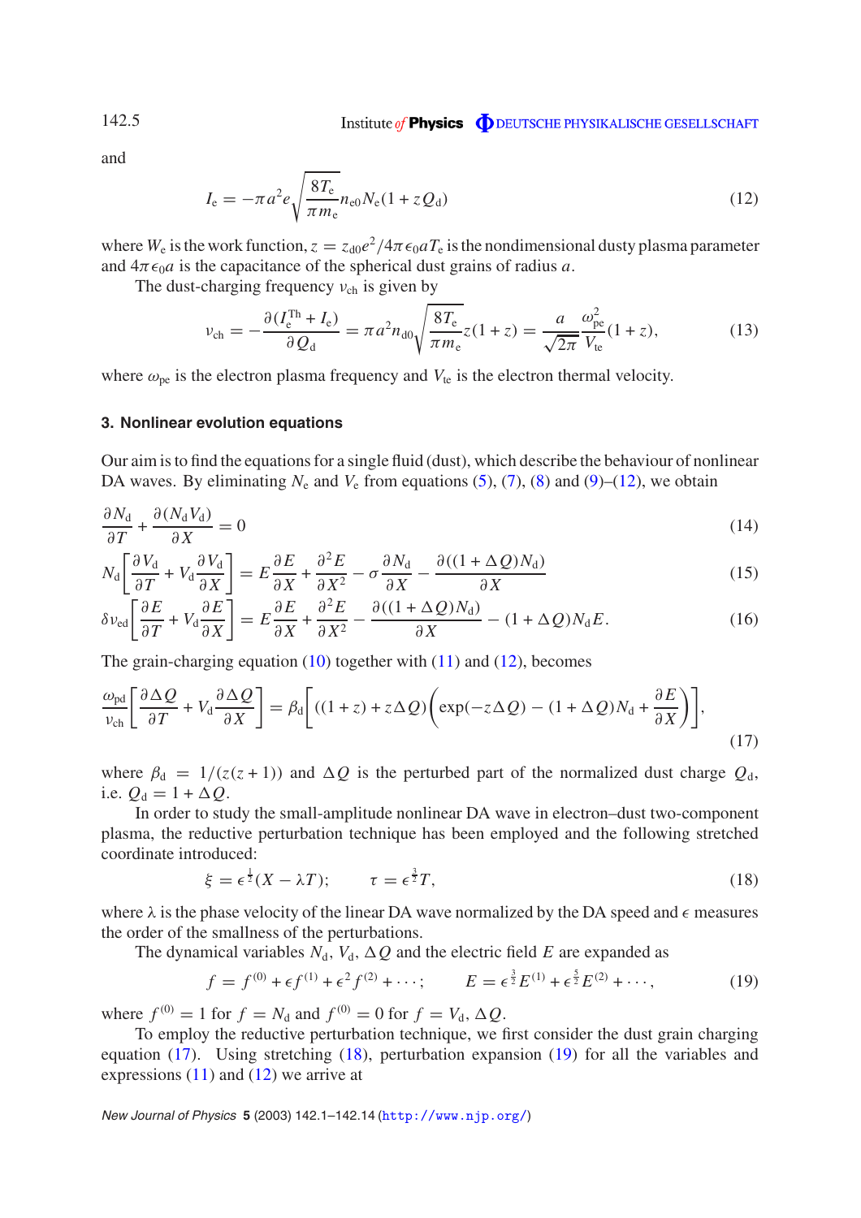and

$$I_e = -\pi a^2 e \sqrt{\frac{8T_e}{\pi m_e}} n_{e0} N_e (1 + zQ_d) \tag{12}$$

where $W_e$ is the work function, $z = z_{d0}e^2/4\pi\epsilon_0 a T_e$ is the nondimensional dusty plasma parameter and $4\pi\epsilon_0 a$ is the capacitance of the spherical dust grains of radius $a$.

The dust-charging frequency $\nu_{ch}$ is given by

$$\nu_{ch} = -\frac{\partial(I_e^{Th} + I_e)}{\partial Q_d} = \pi a^2 n_{d0}\sqrt{\frac{8T_e}{\pi m_e}} z(1+z) = \frac{a}{\sqrt{2\pi}}\frac{\omega_{pe}^2}{V_{te}}(1+z), \tag{13}$$

where $\omega_{pe}$ is the electron plasma frequency and $V_{te}$ is the electron thermal velocity.

### 3. Nonlinear evolution equations

Our aim is to find the equations for a single fluid (dust), which describe the behaviour of nonlinear DA waves. By eliminating $N_e$ and $V_e$ from equations (5), (7), (8) and (9)–(12), we obtain

$$\frac{\partial N_d}{\partial T} + \frac{\partial(N_d V_d)}{\partial X} = 0 \tag{14}$$

$$N_d\left[\frac{\partial V_d}{\partial T} + V_d\frac{\partial V_d}{\partial X}\right] = E\frac{\partial E}{\partial X} + \frac{\partial^2 E}{\partial X^2} - \sigma\frac{\partial N_d}{\partial X} - \frac{\partial((1+\Delta Q)N_d)}{\partial X} \tag{15}$$

$$\delta\nu_{ed}\left[\frac{\partial E}{\partial T} + V_d\frac{\partial E}{\partial X}\right] = E\frac{\partial E}{\partial X} + \frac{\partial^2 E}{\partial X^2} - \frac{\partial((1+\Delta Q)N_d)}{\partial X} - (1+\Delta Q)N_d E. \tag{16}$$

The grain-charging equation (10) together with (11) and (12), becomes

$$\frac{\omega_{pd}}{\nu_{ch}}\left[\frac{\partial \Delta Q}{\partial T} + V_d\frac{\partial \Delta Q}{\partial X}\right] = \beta_d\left[((1+z)+z\Delta Q)\left(\exp(-z\Delta Q) - (1+\Delta Q)N_d + \frac{\partial E}{\partial X}\right)\right], \tag{17}$$

where $\beta_d = 1/(z(z+1))$ and $\Delta Q$ is the perturbed part of the normalized dust charge $Q_d$, i.e. $Q_d = 1 + \Delta Q$.

In order to study the small-amplitude nonlinear DA wave in electron–dust two-component plasma, the reductive perturbation technique has been employed and the following stretched coordinate introduced:

$$\xi = \epsilon^{\frac{1}{2}}(X - \lambda T); \qquad \tau = \epsilon^{\frac{3}{2}}T, \tag{18}$$

where $\lambda$ is the phase velocity of the linear DA wave normalized by the DA speed and $\epsilon$ measures the order of the smallness of the perturbations.

The dynamical variables $N_d$, $V_d$, $\Delta Q$ and the electric field $E$ are expanded as

$$f = f^{(0)} + \epsilon f^{(1)} + \epsilon^2 f^{(2)} + \cdots; \qquad E = \epsilon^{\frac{3}{2}}E^{(1)} + \epsilon^{\frac{5}{2}}E^{(2)} + \cdots, \tag{19}$$

where $f^{(0)} = 1$ for $f = N_d$ and $f^{(0)} = 0$ for $f = V_d, \Delta Q$.

To employ the reductive perturbation technique, we first consider the dust grain charging equation (17). Using stretching (18), perturbation expansion (19) for all the variables and expressions (11) and (12) we arrive at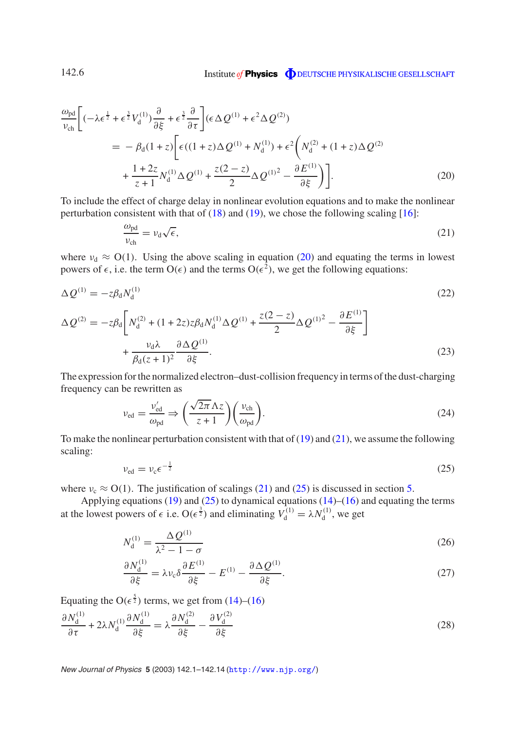$$
\begin{aligned}
\frac{\omega_{\rm pd}}{\nu_{\rm ch}}\left[(-\lambda\epsilon^{\frac{1}{2}}+\epsilon^{\frac{3}{2}}V_{\rm d}^{(1)})\frac{\partial}{\partial\xi}+\epsilon^{\frac{3}{2}}\frac{\partial}{\partial\tau}\right](\epsilon\Delta Q^{(1)}+\epsilon^{2}\Delta Q^{(2)})& \\
= -\beta_{\rm d}(1+z)\Bigg[\epsilon((1+z)\Delta Q^{(1)}+N_{\rm d}^{(1)})+\epsilon^{2}\Bigg(N_{\rm d}^{(2)}+(1+z)\Delta Q^{(2)}& \\
+\frac{1+2z}{z+1}N_{\rm d}^{(1)}\Delta Q^{(1)}+\frac{z(2-z)}{2}\Delta Q^{(1)2}-\frac{\partial E^{(1)}}{\partial\xi}\Bigg)\Bigg].& \qquad (20)
\end{aligned}
$$

To include the effect of charge delay in nonlinear evolution equations and to make the nonlinear perturbation consistent with that of (18) and (19), we chose the following scaling [16]:

$$
\frac{\omega_{\rm pd}}{\nu_{\rm ch}}=\nu_{\rm d}\sqrt{\epsilon}, \qquad (21)
$$

where $\nu_{\rm d}\approx \mathrm{O}(1)$. Using the above scaling in equation (20) and equating the terms in lowest powers of $\epsilon$, i.e. the term $\mathrm{O}(\epsilon)$ and the terms $\mathrm{O}(\epsilon^{2})$, we get the following equations:

$$
\Delta Q^{(1)}=-z\beta_{\rm d}N_{\rm d}^{(1)} \qquad (22)
$$

$$
\begin{aligned}
\Delta Q^{(2)}=-z\beta_{\rm d}\left[N_{\rm d}^{(2)}+(1+2z)z\beta_{\rm d}N_{\rm d}^{(1)}\Delta Q^{(1)}+\frac{z(2-z)}{2}\Delta Q^{(1)2}-\frac{\partial E^{(1)}}{\partial\xi}\right]& \\
+\frac{\nu_{\rm d}\lambda}{\beta_{\rm d}(z+1)^{2}}\frac{\partial\Delta Q^{(1)}}{\partial\xi}.& \qquad (23)
\end{aligned}
$$

The expression for the normalized electron–dust-collision frequency in terms of the dust-charging frequency can be rewritten as

$$
\nu_{\rm ed}=\frac{\nu_{\rm ed}'}{\omega_{\rm pd}}\Rightarrow\left(\frac{\sqrt{2\pi}\Lambda z}{z+1}\right)\left(\frac{\nu_{\rm ch}}{\omega_{\rm pd}}\right). \qquad (24)
$$

To make the nonlinear perturbation consistent with that of (19) and (21), we assume the following scaling:

$$
\nu_{\rm ed}=\nu_{\rm c}\epsilon^{-\frac{1}{2}} \qquad (25)
$$

where $\nu_{\rm c}\approx \mathrm{O}(1)$. The justification of scalings (21) and (25) is discussed in section 5.

Applying equations (19) and (25) to dynamical equations (14)–(16) and equating the terms at the lowest powers of $\epsilon$ i.e. $\mathrm{O}(\epsilon^{\frac{3}{2}})$ and eliminating $V_{\rm d}^{(1)}=\lambda N_{\rm d}^{(1)}$, we get

$$
N_{\rm d}^{(1)}=\frac{\Delta Q^{(1)}}{\lambda^{2}-1-\sigma} \qquad (26)
$$

$$
\frac{\partial N_{\rm d}^{(1)}}{\partial\xi}=\lambda\nu_{\rm c}\delta\frac{\partial E^{(1)}}{\partial\xi}-E^{(1)}-\frac{\partial\Delta Q^{(1)}}{\partial\xi}. \qquad (27)
$$

Equating the $\mathrm{O}(\epsilon^{\frac{5}{2}})$ terms, we get from (14)–(16)

$$
\frac{\partial N_{\rm d}^{(1)}}{\partial\tau}+2\lambda N_{\rm d}^{(1)}\frac{\partial N_{\rm d}^{(1)}}{\partial\xi}=\lambda\frac{\partial N_{\rm d}^{(2)}}{\partial\xi}-\frac{\partial V_{\rm d}^{(2)}}{\partial\xi} \qquad (28)
$$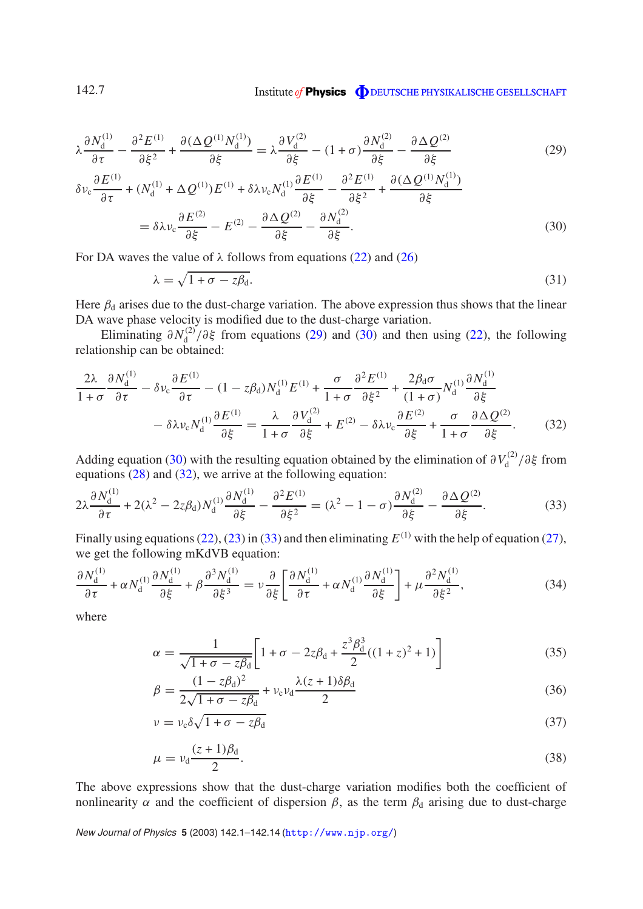$$\lambda \frac{\partial N_{\rm d}^{(1)}}{\partial \tau} - \frac{\partial^2 E^{(1)}}{\partial \xi^2} + \frac{\partial (\Delta Q^{(1)} N_{\rm d}^{(1)})}{\partial \xi} = \lambda \frac{\partial V_{\rm d}^{(2)}}{\partial \xi} - (1+\sigma)\frac{\partial N_{\rm d}^{(2)}}{\partial \xi} - \frac{\partial \Delta Q^{(2)}}{\partial \xi} \tag{29}$$

$$\delta \nu_{\rm c} \frac{\partial E^{(1)}}{\partial \tau} + (N_{\rm d}^{(1)} + \Delta Q^{(1)}) E^{(1)} + \delta\lambda\nu_{\rm c} N_{\rm d}^{(1)} \frac{\partial E^{(1)}}{\partial \xi} - \frac{\partial^2 E^{(1)}}{\partial \xi^2} + \frac{\partial (\Delta Q^{(1)} N_{\rm d}^{(1)})}{\partial \xi}$$
$$= \delta\lambda\nu_{\rm c} \frac{\partial E^{(2)}}{\partial \xi} - E^{(2)} - \frac{\partial \Delta Q^{(2)}}{\partial \xi} - \frac{\partial N_{\rm d}^{(2)}}{\partial \xi}. \tag{30}$$

For DA waves the value of $\lambda$ follows from equations (22) and (26)

$$\lambda = \sqrt{1+\sigma - z\beta_{\rm d}}. \tag{31}$$

Here $\beta_{\rm d}$ arises due to the dust-charge variation. The above expression thus shows that the linear DA wave phase velocity is modified due to the dust-charge variation.

Eliminating $\partial N_{\rm d}^{(2)}/\partial \xi$ from equations (29) and (30) and then using (22), the following relationship can be obtained:

$$\frac{2\lambda}{1+\sigma} \frac{\partial N_{\rm d}^{(1)}}{\partial \tau} - \delta\nu_{\rm c} \frac{\partial E^{(1)}}{\partial \tau} - (1 - z\beta_{\rm d}) N_{\rm d}^{(1)} E^{(1)} + \frac{\sigma}{1+\sigma} \frac{\partial^2 E^{(1)}}{\partial \xi^2} + \frac{2\beta_{\rm d}\sigma}{(1+\sigma)} N_{\rm d}^{(1)} \frac{\partial N_{\rm d}^{(1)}}{\partial \xi}$$
$$- \delta\lambda\nu_{\rm c} N_{\rm d}^{(1)} \frac{\partial E^{(1)}}{\partial \xi} = \frac{\lambda}{1+\sigma} \frac{\partial V_{\rm d}^{(2)}}{\partial \xi} + E^{(2)} - \delta\lambda\nu_{\rm c} \frac{\partial E^{(2)}}{\partial \xi} + \frac{\sigma}{1+\sigma} \frac{\partial \Delta Q^{(2)}}{\partial \xi}. \tag{32}$$

Adding equation (30) with the resulting equation obtained by the elimination of $\partial V_{\rm d}^{(2)}/\partial \xi$ from equations (28) and (32), we arrive at the following equation:

$$2\lambda \frac{\partial N_{\rm d}^{(1)}}{\partial \tau} + 2(\lambda^2 - 2z\beta_{\rm d}) N_{\rm d}^{(1)} \frac{\partial N_{\rm d}^{(1)}}{\partial \xi} - \frac{\partial^2 E^{(1)}}{\partial \xi^2} = (\lambda^2 - 1 - \sigma) \frac{\partial N_{\rm d}^{(2)}}{\partial \xi} - \frac{\partial \Delta Q^{(2)}}{\partial \xi}. \tag{33}$$

Finally using equations (22), (23) in (33) and then eliminating $E^{(1)}$ with the help of equation (27), we get the following mKdVB equation:

$$\frac{\partial N_{\rm d}^{(1)}}{\partial \tau} + \alpha N_{\rm d}^{(1)} \frac{\partial N_{\rm d}^{(1)}}{\partial \xi} + \beta \frac{\partial^3 N_{\rm d}^{(1)}}{\partial \xi^3} = \nu \frac{\partial}{\partial \xi}\left[\frac{\partial N_{\rm d}^{(1)}}{\partial \tau} + \alpha N_{\rm d}^{(1)} \frac{\partial N_{\rm d}^{(1)}}{\partial \xi}\right] + \mu \frac{\partial^2 N_{\rm d}^{(1)}}{\partial \xi^2}, \tag{34}$$

where

$$\alpha = \frac{1}{\sqrt{1+\sigma - z\beta_{\rm d}}}\left[1 + \sigma - 2z\beta_{\rm d} + \frac{z^3\beta_{\rm d}^3}{2}((1+z)^2 + 1)\right] \tag{35}$$

$$\beta = \frac{(1 - z\beta_{\rm d})^2}{2\sqrt{1+\sigma - z\beta_{\rm d}}} + \nu_{\rm c}\nu_{\rm d} \frac{\lambda(z+1)\delta\beta_{\rm d}}{2} \tag{36}$$

$$\nu = \nu_{\rm c}\delta\sqrt{1+\sigma - z\beta_{\rm d}} \tag{37}$$

$$\mu = \nu_{\rm d} \frac{(z+1)\beta_{\rm d}}{2}. \tag{38}$$

The above expressions show that the dust-charge variation modifies both the coefficient of nonlinearity $\alpha$ and the coefficient of dispersion $\beta$, as the term $\beta_{\rm d}$ arising due to dust-charge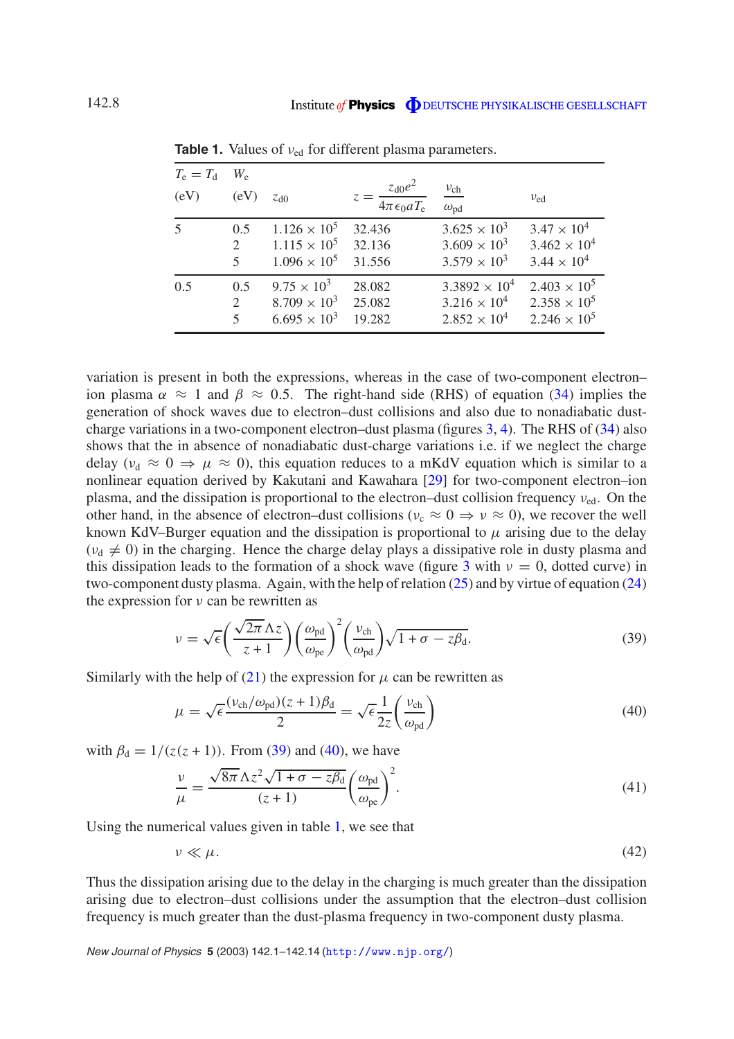**Table 1.** Values of $\nu_{ed}$ for different plasma parameters.

| $T_e = T_d$ (eV) | $W_e$ (eV) | $z_{d0}$ | $z = \dfrac{z_{d0}e^2}{4\pi\epsilon_0 a T_e}$ | $\dfrac{\nu_{ch}}{\omega_{pd}}$ | $\nu_{ed}$ |
|---|---|---|---|---|---|
| 5 | 0.5 | $1.126 \times 10^5$ | 32.436 | $3.625 \times 10^3$ | $3.47 \times 10^4$ |
| | 2 | $1.115 \times 10^5$ | 32.136 | $3.609 \times 10^3$ | $3.462 \times 10^4$ |
| | 5 | $1.096 \times 10^5$ | 31.556 | $3.579 \times 10^3$ | $3.44 \times 10^4$ |
| 0.5 | 0.5 | $9.75 \times 10^3$ | 28.082 | $3.3892 \times 10^4$ | $2.403 \times 10^5$ |
| | 2 | $8.709 \times 10^3$ | 25.082 | $3.216 \times 10^4$ | $2.358 \times 10^5$ |
| | 5 | $6.695 \times 10^3$ | 19.282 | $2.852 \times 10^4$ | $2.246 \times 10^5$ |

variation is present in both the expressions, whereas in the case of two-component electron–ion plasma $\alpha \approx 1$ and $\beta \approx 0.5$. The right-hand side (RHS) of equation (34) implies the generation of shock waves due to electron–dust collisions and also due to nonadiabatic dust-charge variations in a two-component electron–dust plasma (figures 3, 4). The RHS of (34) also shows that the in absence of nonadiabatic dust-charge variations i.e. if we neglect the charge delay ($\nu_d \approx 0 \Rightarrow \mu \approx 0$), this equation reduces to a mKdV equation which is similar to a nonlinear equation derived by Kakutani and Kawahara [29] for two-component electron–ion plasma, and the dissipation is proportional to the electron–dust collision frequency $\nu_{ed}$. On the other hand, in the absence of electron–dust collisions ($\nu_c \approx 0 \Rightarrow \nu \approx 0$), we recover the well known KdV–Burger equation and the dissipation is proportional to $\mu$ arising due to the delay ($\nu_d \neq 0$) in the charging. Hence the charge delay plays a dissipative role in dusty plasma and this dissipation leads to the formation of a shock wave (figure 3 with $\nu = 0$, dotted curve) in two-component dusty plasma. Again, with the help of relation (25) and by virtue of equation (24) the expression for $\nu$ can be rewritten as

$$\nu = \sqrt{\epsilon}\left(\frac{\sqrt{2\pi}\Lambda z}{z+1}\right)\left(\frac{\omega_{pd}}{\omega_{pe}}\right)^2\left(\frac{\nu_{ch}}{\omega_{pd}}\right)\sqrt{1+\sigma-z\beta_d}. \tag{39}$$

Similarly with the help of (21) the expression for $\mu$ can be rewritten as

$$\mu = \sqrt{\epsilon}\frac{(\nu_{ch}/\omega_{pd})(z+1)\beta_d}{2} = \sqrt{\epsilon}\frac{1}{2z}\left(\frac{\nu_{ch}}{\omega_{pd}}\right) \tag{40}$$

with $\beta_d = 1/(z(z+1))$. From (39) and (40), we have

$$\frac{\nu}{\mu} = \frac{\sqrt{8\pi}\Lambda z^2\sqrt{1+\sigma-z\beta_d}}{(z+1)}\left(\frac{\omega_{pd}}{\omega_{pe}}\right)^2. \tag{41}$$

Using the numerical values given in table 1, we see that

$$\nu \ll \mu. \tag{42}$$

Thus the dissipation arising due to the delay in the charging is much greater than the dissipation arising due to electron–dust collisions under the assumption that the electron–dust collision frequency is much greater than the dust-plasma frequency in two-component dusty plasma.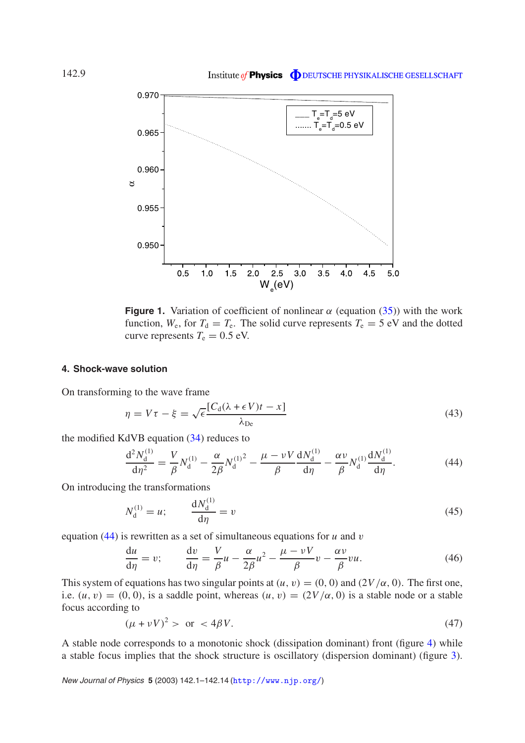**Figure 1.** Variation of coefficient of nonlinear $\alpha$ (equation (35)) with the work function, $W_e$, for $T_d = T_e$. The solid curve represents $T_e = 5$ eV and the dotted curve represents $T_e = 0.5$ eV.

## 4. Shock-wave solution

On transforming to the wave frame

$$\eta = V\tau - \xi = \sqrt{\epsilon}\frac{[C_d(\lambda + \epsilon V)t - x]}{\lambda_{De}} \tag{43}$$

the modified KdVB equation (34) reduces to

$$\frac{d^2 N_d^{(1)}}{d\eta^2} = \frac{V}{\beta}N_d^{(1)} - \frac{\alpha}{2\beta}N_d^{(1)^2} - \frac{\mu - \nu V}{\beta}\frac{dN_d^{(1)}}{d\eta} - \frac{\alpha\nu}{\beta}N_d^{(1)}\frac{dN_d^{(1)}}{d\eta}. \tag{44}$$

On introducing the transformations

$$N_d^{(1)} = u; \qquad \frac{dN_d^{(1)}}{d\eta} = v \tag{45}$$

equation (44) is rewritten as a set of simultaneous equations for $u$ and $v$

$$\frac{du}{d\eta} = v; \qquad \frac{dv}{d\eta} = \frac{V}{\beta}u - \frac{\alpha}{2\beta}u^2 - \frac{\mu - \nu V}{\beta}v - \frac{\alpha\nu}{\beta}vu. \tag{46}$$

This system of equations has two singular points at $(u, v) = (0, 0)$ and $(2V/\alpha, 0)$. The first one, i.e. $(u, v) = (0, 0)$, is a saddle point, whereas $(u, v) = (2V/\alpha, 0)$ is a stable node or a stable focus according to

$$(\mu + \nu V)^2 > \text{ or } < 4\beta V. \tag{47}$$

A stable node corresponds to a monotonic shock (dissipation dominant) front (figure 4) while a stable focus implies that the shock structure is oscillatory (dispersion dominant) (figure 3).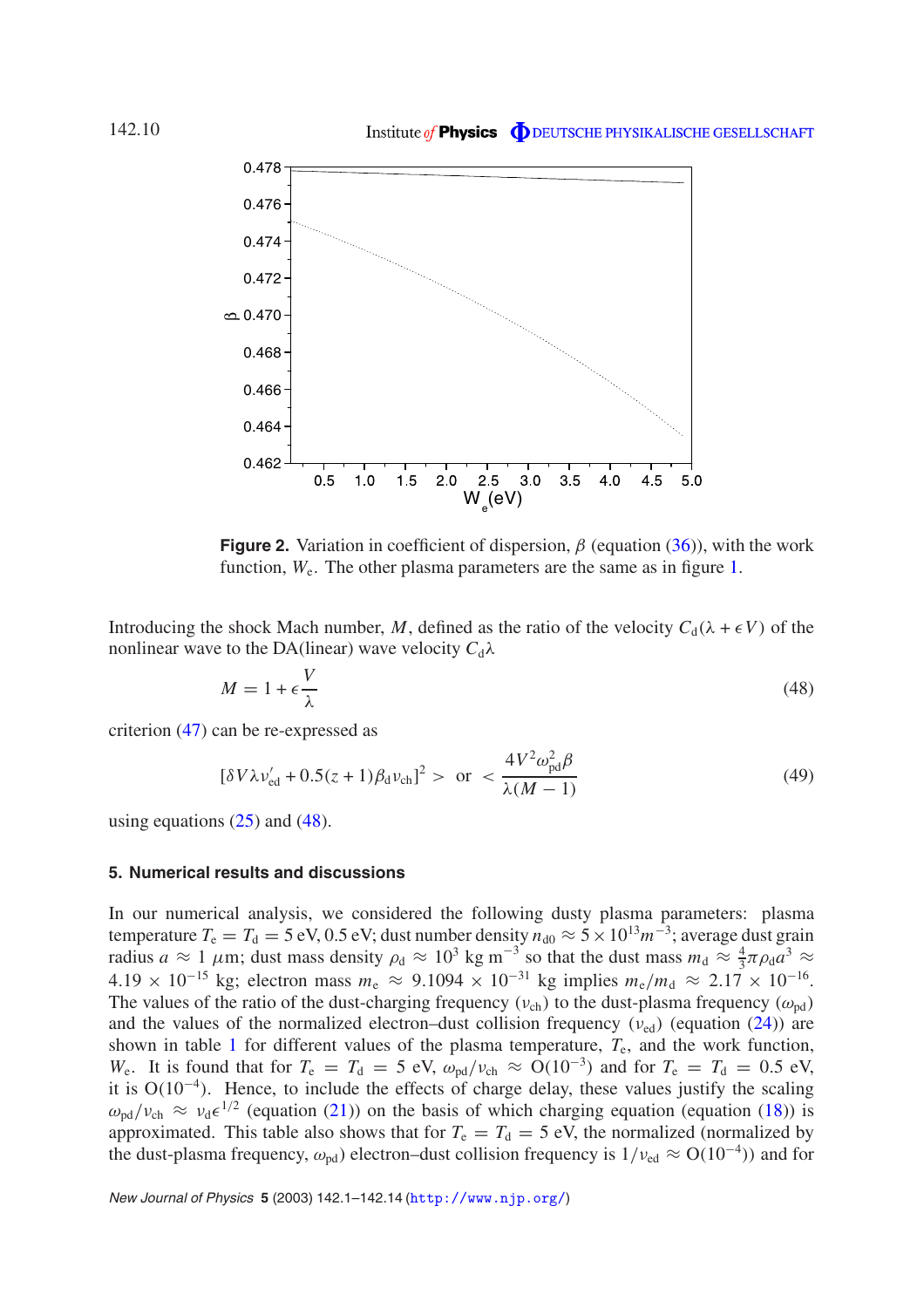**Figure 2.** Variation in coefficient of dispersion, $\beta$ (equation (36)), with the work function, $W_e$. The other plasma parameters are the same as in figure 1.

Introducing the shock Mach number, $M$, defined as the ratio of the velocity $C_d(\lambda + \epsilon V)$ of the nonlinear wave to the DA(linear) wave velocity $C_d\lambda$

$$M = 1 + \epsilon \frac{V}{\lambda} \tag{48}$$

criterion (47) can be re-expressed as

$$[\delta V \lambda \nu'_{ed} + 0.5(z+1)\beta_d \nu_{ch}]^2 > \text{ or } < \frac{4V^2 \omega_{pd}^2 \beta}{\lambda(M-1)} \tag{49}$$

using equations (25) and (48).

## 5. Numerical results and discussions

In our numerical analysis, we considered the following dusty plasma parameters: plasma temperature $T_e = T_d = 5$ eV, 0.5 eV; dust number density $n_{d0} \approx 5 \times 10^{13} m^{-3}$; average dust grain radius $a \approx 1$ $\mu$m; dust mass density $\rho_d \approx 10^3$ kg m$^{-3}$ so that the dust mass $m_d \approx \frac{4}{3}\pi\rho_d a^3 \approx 4.19 \times 10^{-15}$ kg; electron mass $m_e \approx 9.1094 \times 10^{-31}$ kg implies $m_e/m_d \approx 2.17 \times 10^{-16}$. The values of the ratio of the dust-charging frequency ($\nu_{ch}$) to the dust-plasma frequency ($\omega_{pd}$) and the values of the normalized electron–dust collision frequency ($\nu_{ed}$) (equation (24)) are shown in table 1 for different values of the plasma temperature, $T_e$, and the work function, $W_e$. It is found that for $T_e = T_d = 5$ eV, $\omega_{pd}/\nu_{ch} \approx O(10^{-3})$ and for $T_e = T_d = 0.5$ eV, it is $O(10^{-4})$. Hence, to include the effects of charge delay, these values justify the scaling $\omega_{pd}/\nu_{ch} \approx \nu_d \epsilon^{1/2}$ (equation (21)) on the basis of which charging equation (equation (18)) is approximated. This table also shows that for $T_e = T_d = 5$ eV, the normalized (normalized by the dust-plasma frequency, $\omega_{pd}$) electron–dust collision frequency is $1/\nu_{ed} \approx O(10^{-4})$) and for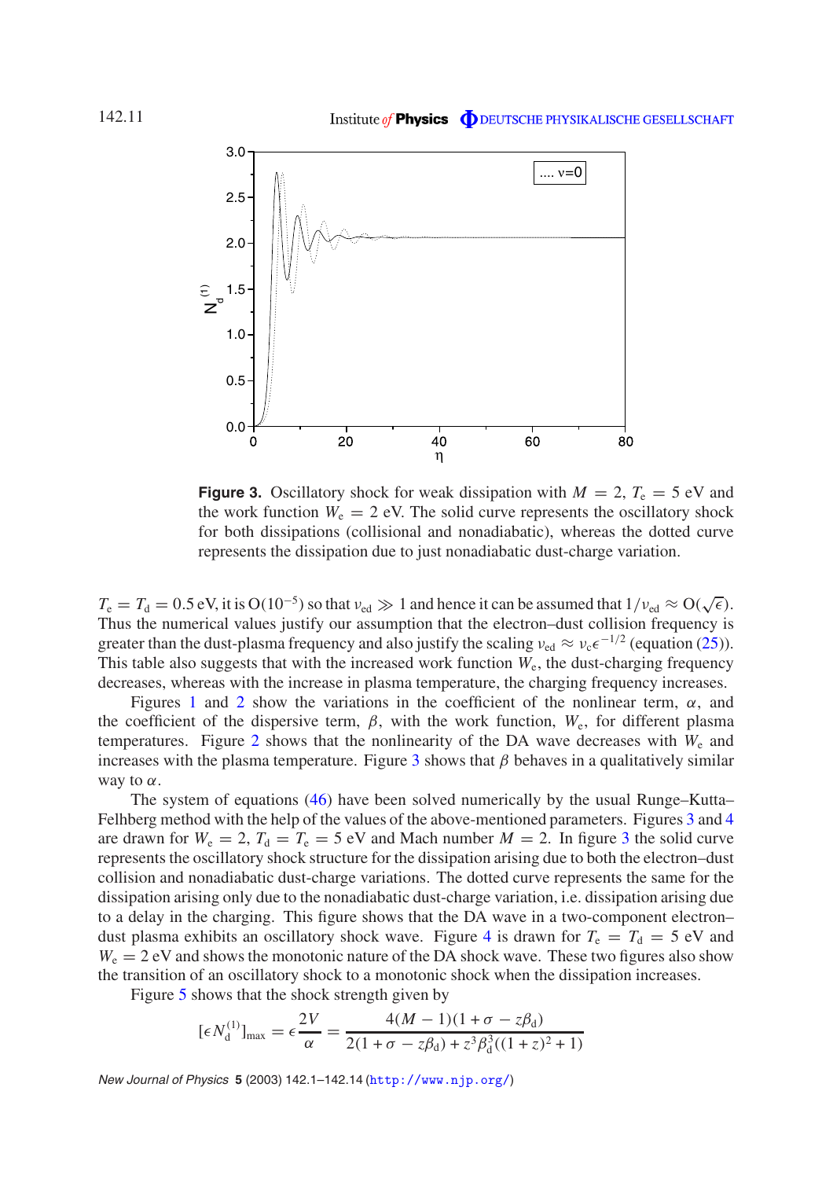**Figure 3.** Oscillatory shock for weak dissipation with $M = 2$, $T_e = 5$ eV and the work function $W_e = 2$ eV. The solid curve represents the oscillatory shock for both dissipations (collisional and nonadiabatic), whereas the dotted curve represents the dissipation due to just nonadiabatic dust-charge variation.

$T_e = T_d = 0.5$ eV, it is $O(10^{-5})$ so that $\nu_{ed} \gg 1$ and hence it can be assumed that $1/\nu_{ed} \approx O(\sqrt{\epsilon})$. Thus the numerical values justify our assumption that the electron–dust collision frequency is greater than the dust-plasma frequency and also justify the scaling $\nu_{ed} \approx \nu_c \epsilon^{-1/2}$ (equation (25)). This table also suggests that with the increased work function $W_e$, the dust-charging frequency decreases, whereas with the increase in plasma temperature, the charging frequency increases.

Figures 1 and 2 show the variations in the coefficient of the nonlinear term, $\alpha$, and the coefficient of the dispersive term, $\beta$, with the work function, $W_e$, for different plasma temperatures. Figure 2 shows that the nonlinearity of the DA wave decreases with $W_e$ and increases with the plasma temperature. Figure 3 shows that $\beta$ behaves in a qualitatively similar way to $\alpha$.

The system of equations (46) have been solved numerically by the usual Runge–Kutta–Felhberg method with the help of the values of the above-mentioned parameters. Figures 3 and 4 are drawn for $W_e = 2$, $T_d = T_e = 5$ eV and Mach number $M = 2$. In figure 3 the solid curve represents the oscillatory shock structure for the dissipation arising due to both the electron–dust collision and nonadiabatic dust-charge variations. The dotted curve represents the same for the dissipation arising only due to the nonadiabatic dust-charge variation, i.e. dissipation arising due to a delay in the charging. This figure shows that the DA wave in a two-component electron–dust plasma exhibits an oscillatory shock wave. Figure 4 is drawn for $T_e = T_d = 5$ eV and $W_e = 2$ eV and shows the monotonic nature of the DA shock wave. These two figures also show the transition of an oscillatory shock to a monotonic shock when the dissipation increases.

Figure 5 shows that the shock strength given by

$$[\epsilon N_d^{(1)}]_{\max} = \epsilon \frac{2V}{\alpha} = \frac{4(M-1)(1+\sigma - z\beta_d)}{2(1+\sigma - z\beta_d) + z^3\beta_d^3((1+z)^2+1)}$$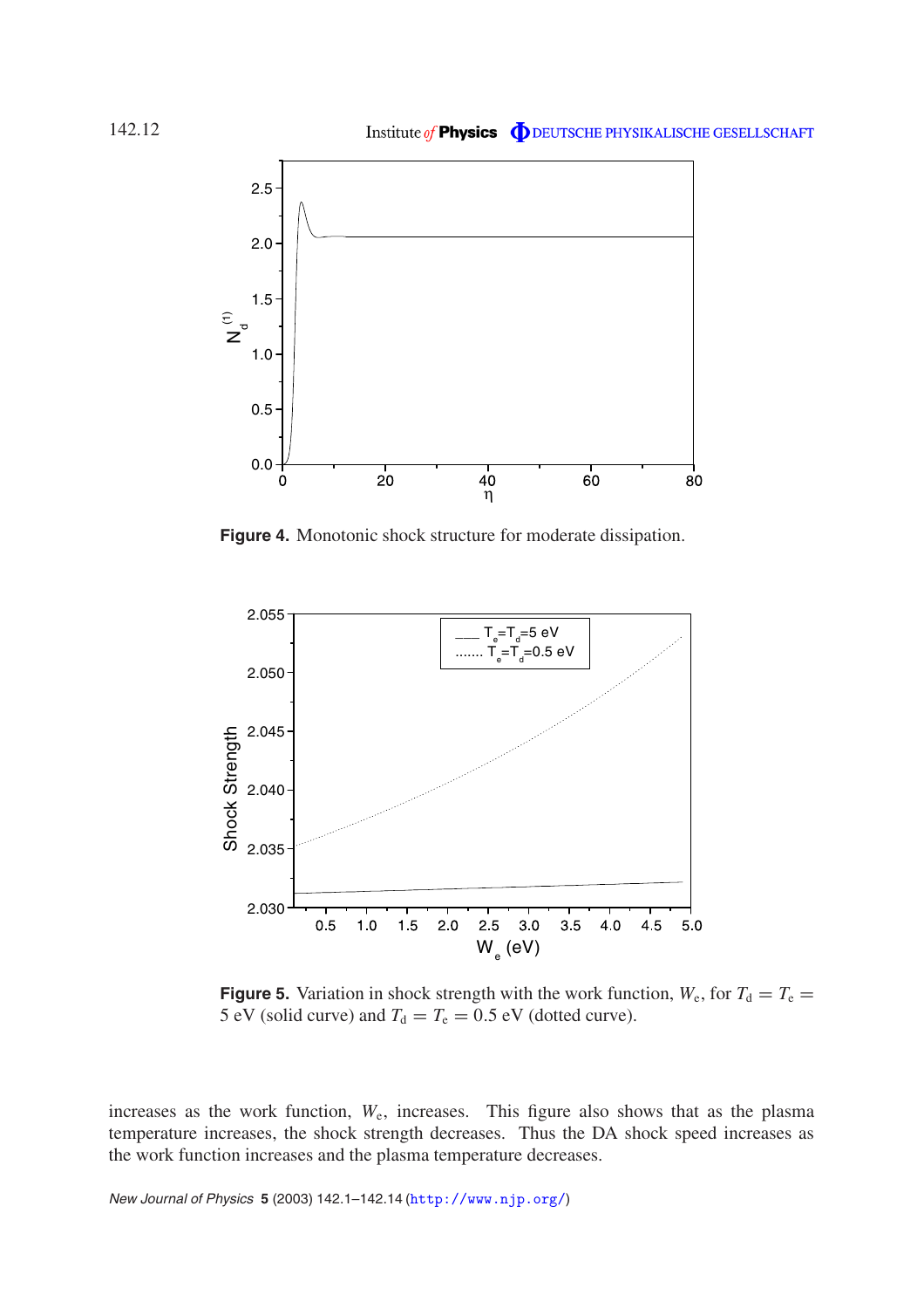**Figure 4.** Monotonic shock structure for moderate dissipation.

**Figure 5.** Variation in shock strength with the work function, $W_e$, for $T_d = T_e = 5$ eV (solid curve) and $T_d = T_e = 0.5$ eV (dotted curve).

increases as the work function, $W_e$, increases. This figure also shows that as the plasma temperature increases, the shock strength decreases. Thus the DA shock speed increases as the work function increases and the plasma temperature decreases.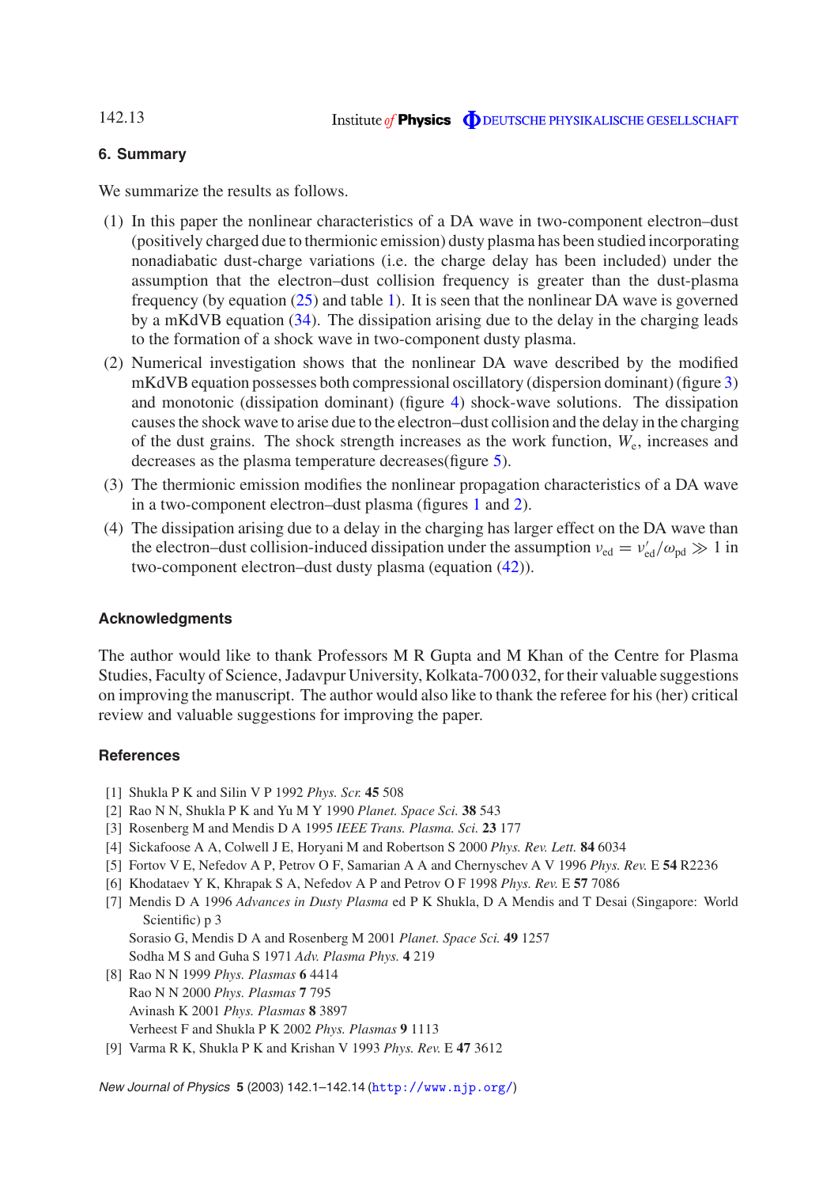## 6. Summary

We summarize the results as follows.

1. In this paper the nonlinear characteristics of a DA wave in two-component electron–dust (positively charged due to thermionic emission) dusty plasma has been studied incorporating nonadiabatic dust-charge variations (i.e. the charge delay has been included) under the assumption that the electron–dust collision frequency is greater than the dust-plasma frequency (by equation (25) and table 1). It is seen that the nonlinear DA wave is governed by a mKdVB equation (34). The dissipation arising due to the delay in the charging leads to the formation of a shock wave in two-component dusty plasma.
2. Numerical investigation shows that the nonlinear DA wave described by the modified mKdVB equation possesses both compressional oscillatory (dispersion dominant) (figure 3) and monotonic (dissipation dominant) (figure 4) shock-wave solutions. The dissipation causes the shock wave to arise due to the electron–dust collision and the delay in the charging of the dust grains. The shock strength increases as the work function, $W_e$, increases and decreases as the plasma temperature decreases(figure 5).
3. The thermionic emission modifies the nonlinear propagation characteristics of a DA wave in a two-component electron–dust plasma (figures 1 and 2).
4. The dissipation arising due to a delay in the charging has larger effect on the DA wave than the electron–dust collision-induced dissipation under the assumption $\nu_{ed} = \nu'_{ed}/\omega_{pd} \gg 1$ in two-component electron–dust dusty plasma (equation (42)).

## Acknowledgments

The author would like to thank Professors M R Gupta and M Khan of the Centre for Plasma Studies, Faculty of Science, Jadavpur University, Kolkata-700 032, for their valuable suggestions on improving the manuscript. The author would also like to thank the referee for his (her) critical review and valuable suggestions for improving the paper.

## References

[1] Shukla P K and Silin V P 1992 *Phys. Scr.* **45** 508

[2] Rao N N, Shukla P K and Yu M Y 1990 *Planet. Space Sci.* **38** 543

[3] Rosenberg M and Mendis D A 1995 *IEEE Trans. Plasma. Sci.* **23** 177

[4] Sickafoose A A, Colwell J E, Horyani M and Robertson S 2000 *Phys. Rev. Lett.* **84** 6034

[5] Fortov V E, Nefedov A P, Petrov O F, Samarian A A and Chernyschev A V 1996 *Phys. Rev.* E **54** R2236

[6] Khodataev Y K, Khrapak S A, Nefedov A P and Petrov O F 1998 *Phys. Rev.* E **57** 7086

[7] Mendis D A 1996 *Advances in Dusty Plasma* ed P K Shukla, D A Mendis and T Desai (Singapore: World Scientific) p 3
Sorasio G, Mendis D A and Rosenberg M 2001 *Planet. Space Sci.* **49** 1257
Sodha M S and Guha S 1971 *Adv. Plasma Phys.* **4** 219

[8] Rao N N 1999 *Phys. Plasmas* **6** 4414
Rao N N 2000 *Phys. Plasmas* **7** 795
Avinash K 2001 *Phys. Plasmas* **8** 3897
Verheest F and Shukla P K 2002 *Phys. Plasmas* **9** 1113

[9] Varma R K, Shukla P K and Krishan V 1993 *Phys. Rev.* E **47** 3612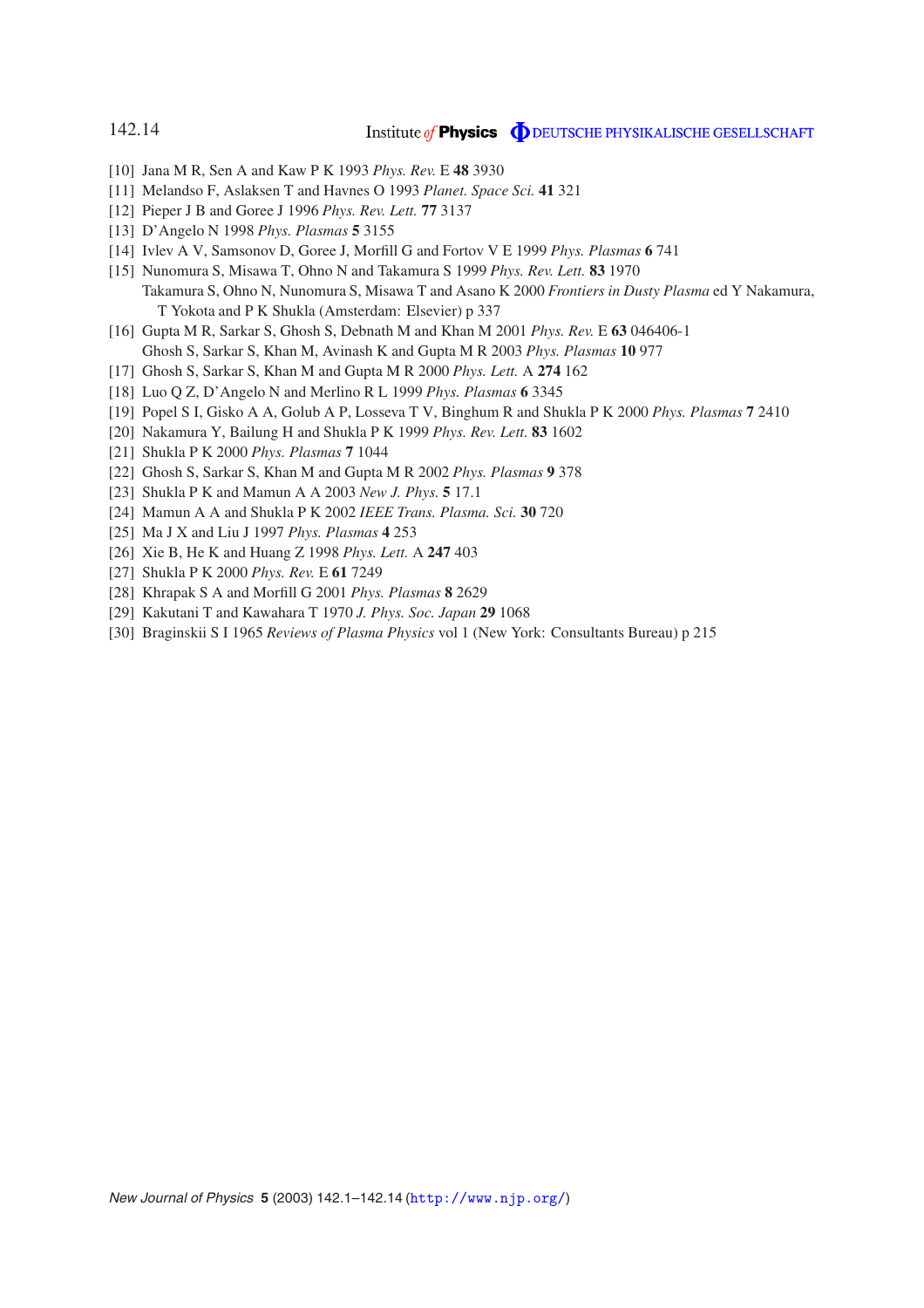[10] Jana M R, Sen A and Kaw P K 1993 *Phys. Rev.* E **48** 3930

[11] Melandso F, Aslaksen T and Havnes O 1993 *Planet. Space Sci.* **41** 321

[12] Pieper J B and Goree J 1996 *Phys. Rev. Lett.* **77** 3137

[13] D'Angelo N 1998 *Phys. Plasmas* **5** 3155

[14] Ivlev A V, Samsonov D, Goree J, Morfill G and Fortov V E 1999 *Phys. Plasmas* **6** 741

[15] Nunomura S, Misawa T, Ohno N and Takamura S 1999 *Phys. Rev. Lett.* **83** 1970
Takamura S, Ohno N, Nunomura S, Misawa T and Asano K 2000 *Frontiers in Dusty Plasma* ed Y Nakamura, T Yokota and P K Shukla (Amsterdam: Elsevier) p 337

[16] Gupta M R, Sarkar S, Ghosh S, Debnath M and Khan M 2001 *Phys. Rev.* E **63** 046406-1
Ghosh S, Sarkar S, Khan M, Avinash K and Gupta M R 2003 *Phys. Plasmas* **10** 977

[17] Ghosh S, Sarkar S, Khan M and Gupta M R 2000 *Phys. Lett.* A **274** 162

[18] Luo Q Z, D'Angelo N and Merlino R L 1999 *Phys. Plasmas* **6** 3345

[19] Popel S I, Gisko A A, Golub A P, Losseva T V, Binghum R and Shukla P K 2000 *Phys. Plasmas* **7** 2410

[20] Nakamura Y, Bailung H and Shukla P K 1999 *Phys. Rev. Lett.* **83** 1602

[21] Shukla P K 2000 *Phys. Plasmas* **7** 1044

[22] Ghosh S, Sarkar S, Khan M and Gupta M R 2002 *Phys. Plasmas* **9** 378

[23] Shukla P K and Mamun A A 2003 *New J. Phys.* **5** 17.1

[24] Mamun A A and Shukla P K 2002 *IEEE Trans. Plasma. Sci.* **30** 720

[25] Ma J X and Liu J 1997 *Phys. Plasmas* **4** 253

[26] Xie B, He K and Huang Z 1998 *Phys. Lett.* A **247** 403

[27] Shukla P K 2000 *Phys. Rev.* E **61** 7249

[28] Khrapak S A and Morfill G 2001 *Phys. Plasmas* **8** 2629

[29] Kakutani T and Kawahara T 1970 *J. Phys. Soc. Japan* **29** 1068

[30] Braginskii S I 1965 *Reviews of Plasma Physics* vol 1 (New York: Consultants Bureau) p 215